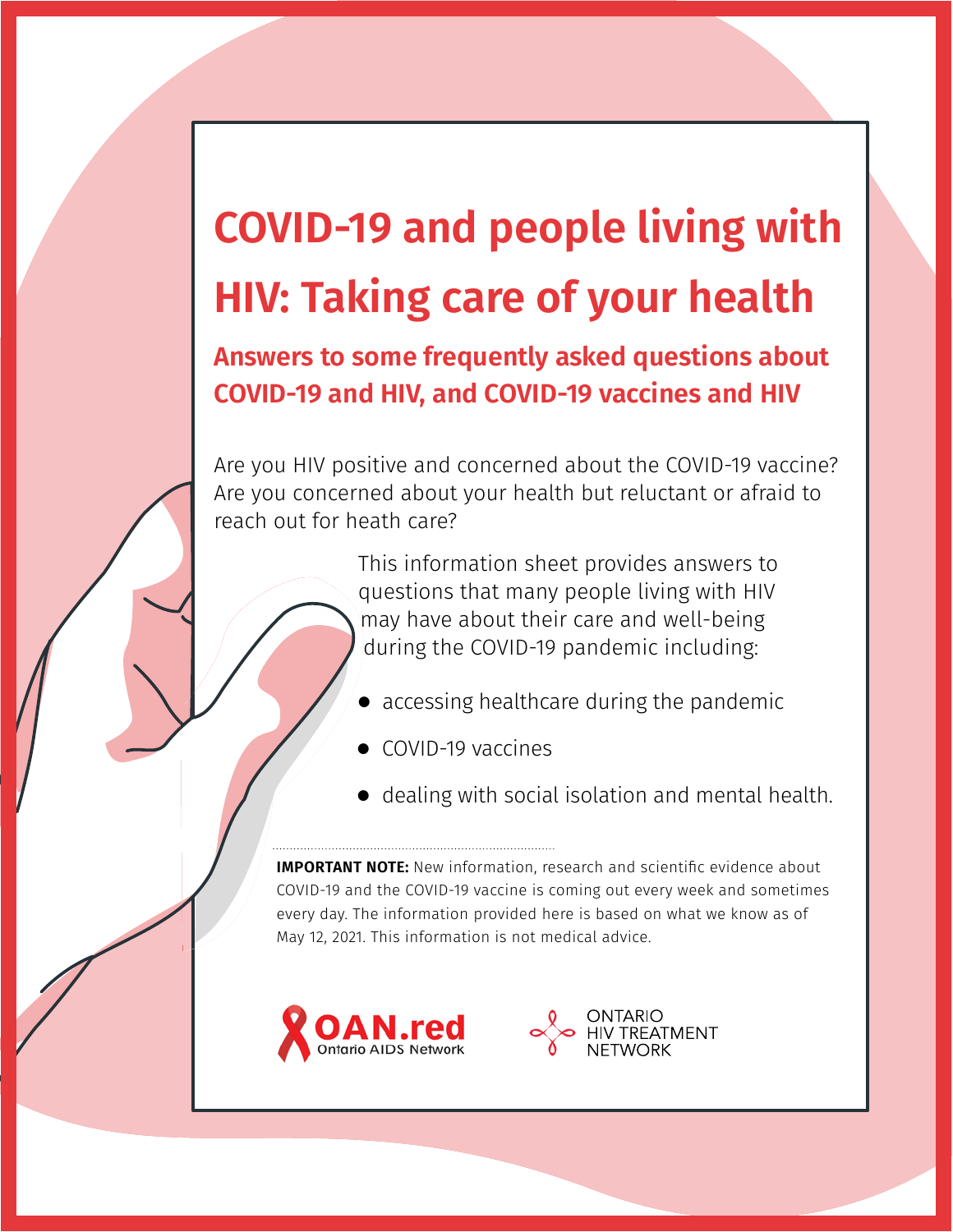# COVID-19 and people living with HIV: Taking care of your health

## Answers to some frequently asked questions about COVID-19 and HIV, and COVID-19 vaccines and HIV

Are you HIV positive and concerned about the COVID-19 vaccine? Are you concerned about your health but reluctant or afraid to reach out for heath care?

This information sheet provides answers to questions that many people living with HIV may have about their care and well-being during the COVID-19 pandemic including:

- accessing healthcare during the pandemic
- COVID-19 vaccines
- dealing with social isolation and mental health.

**IMPORTANT NOTE:** New information, research and scientific evidence about COVID-19 and the COVID-19 vaccine is coming out every week and sometimes every day. The information provided here is based on what we know as of May 12, 2021. This information is not medical advice.

OAN.red Ontario AIDS Network

ONTARIO HIV TREATMENT NETWORK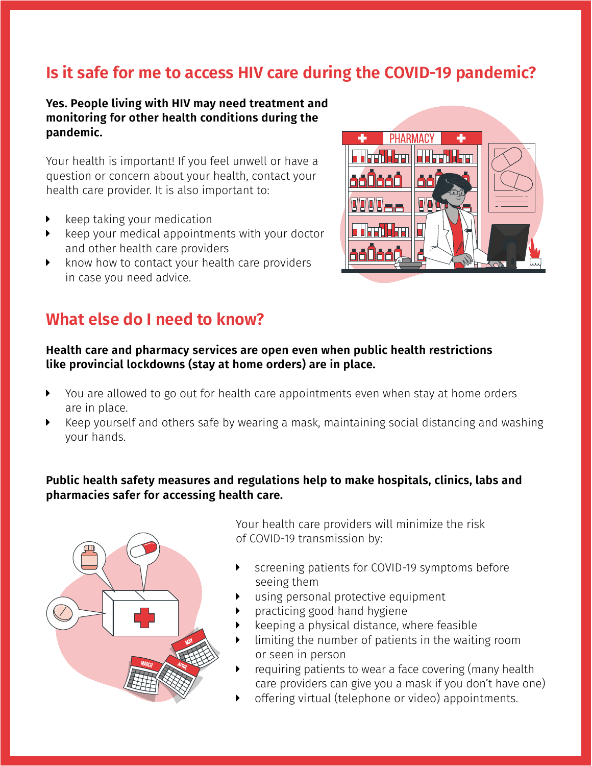## Is it safe for me to access HIV care during the COVID-19 pandemic?

**Yes. People living with HIV may need treatment and monitoring for other health conditions during the pandemic.**

Your health is important! If you feel unwell or have a question or concern about your health, contact your health care provider. It is also important to:

- keep taking your medication
- keep your medical appointments with your doctor and other health care providers
- know how to contact your health care providers in case you need advice.

## What else do I need to know?

**Health care and pharmacy services are open even when public health restrictions like provincial lockdowns (stay at home orders) are in place.**

- You are allowed to go out for health care appointments even when stay at home orders are in place.
- Keep yourself and others safe by wearing a mask, maintaining social distancing and washing your hands.

**Public health safety measures and regulations help to make hospitals, clinics, labs and pharmacies safer for accessing health care.**

Your health care providers will minimize the risk of COVID-19 transmission by:

- screening patients for COVID-19 symptoms before seeing them
- using personal protective equipment
- practicing good hand hygiene
- keeping a physical distance, where feasible
- limiting the number of patients in the waiting room or seen in person
- requiring patients to wear a face covering (many health care providers can give you a mask if you don't have one)
- offering virtual (telephone or video) appointments.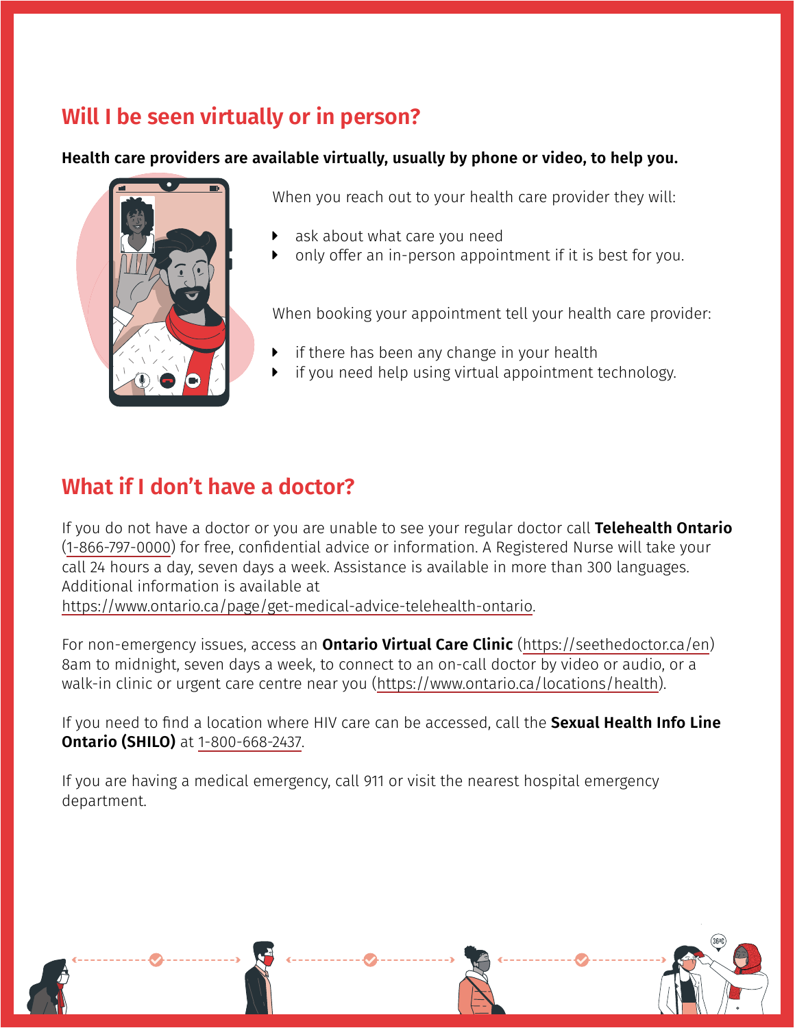## Will I be seen virtually or in person?

**Health care providers are available virtually, usually by phone or video, to help you.**

When you reach out to your health care provider they will:

- ask about what care you need
- only offer an in-person appointment if it is best for you.

When booking your appointment tell your health care provider:

- if there has been any change in your health
- if you need help using virtual appointment technology.

## What if I don't have a doctor?

If you do not have a doctor or you are unable to see your regular doctor call **Telehealth Ontario** (1-866-797-0000) for free, confidential advice or information. A Registered Nurse will take your call 24 hours a day, seven days a week. Assistance is available in more than 300 languages. Additional information is available at https://www.ontario.ca/page/get-medical-advice-telehealth-ontario.

For non-emergency issues, access an **Ontario Virtual Care Clinic** (https://seethedoctor.ca/en) 8am to midnight, seven days a week, to connect to an on-call doctor by video or audio, or a walk-in clinic or urgent care centre near you (https://www.ontario.ca/locations/health).

If you need to find a location where HIV care can be accessed, call the **Sexual Health Info Line Ontario (SHILO)** at 1-800-668-2437.

If you are having a medical emergency, call 911 or visit the nearest hospital emergency department.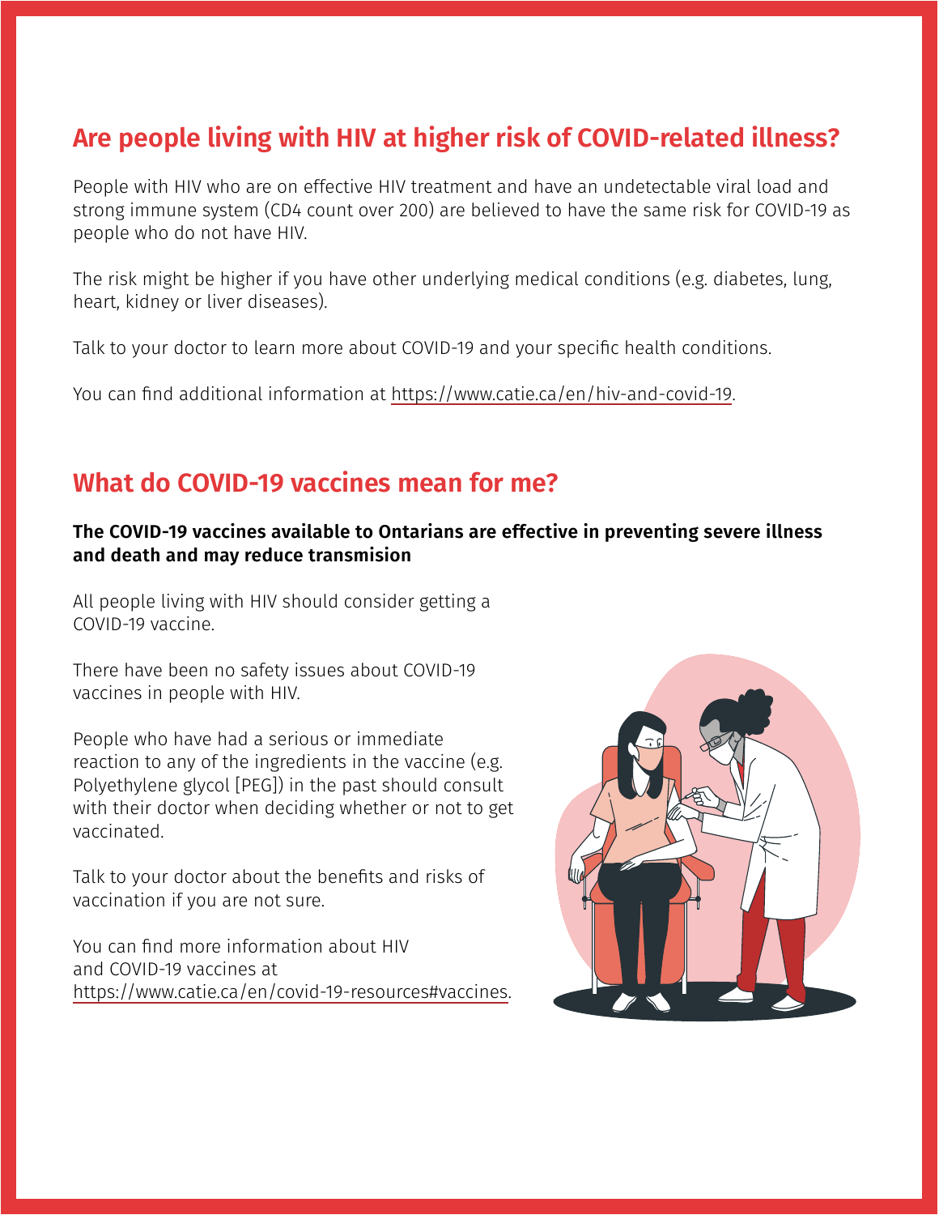## Are people living with HIV at higher risk of COVID-related illness?

People with HIV who are on effective HIV treatment and have an undetectable viral load and strong immune system (CD4 count over 200) are believed to have the same risk for COVID-19 as people who do not have HIV.

The risk might be higher if you have other underlying medical conditions (e.g. diabetes, lung, heart, kidney or liver diseases).

Talk to your doctor to learn more about COVID-19 and your specific health conditions.

You can find additional information at https://www.catie.ca/en/hiv-and-covid-19.

## What do COVID-19 vaccines mean for me?

**The COVID-19 vaccines available to Ontarians are effective in preventing severe illness and death and may reduce transmision**

All people living with HIV should consider getting a COVID-19 vaccine.

There have been no safety issues about COVID-19 vaccines in people with HIV.

People who have had a serious or immediate reaction to any of the ingredients in the vaccine (e.g. Polyethylene glycol [PEG]) in the past should consult with their doctor when deciding whether or not to get vaccinated.

Talk to your doctor about the benefits and risks of vaccination if you are not sure.

You can find more information about HIV and COVID-19 vaccines at https://www.catie.ca/en/covid-19-resources#vaccines.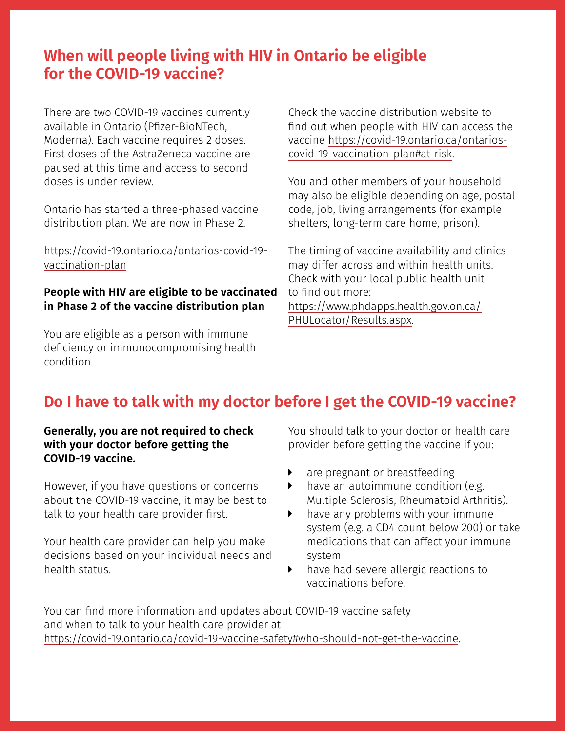## When will people living with HIV in Ontario be eligible for the COVID-19 vaccine?

There are two COVID-19 vaccines currently available in Ontario (Pfizer-BioNTech, Moderna). Each vaccine requires 2 doses. First doses of the AstraZeneca vaccine are paused at this time and access to second doses is under review.

Ontario has started a three-phased vaccine distribution plan. We are now in Phase 2.

https://covid-19.ontario.ca/ontarios-covid-19-vaccination-plan

**People with HIV are eligible to be vaccinated in Phase 2 of the vaccine distribution plan**

You are eligible as a person with immune deficiency or immunocompromising health condition.

Check the vaccine distribution website to find out when people with HIV can access the vaccine https://covid-19.ontario.ca/ontarios-covid-19-vaccination-plan#at-risk.

You and other members of your household may also be eligible depending on age, postal code, job, living arrangements (for example shelters, long-term care home, prison).

The timing of vaccine availability and clinics may differ across and within health units. Check with your local public health unit to find out more: https://www.phdapps.health.gov.on.ca/PHULocator/Results.aspx.

## Do I have to talk with my doctor before I get the COVID-19 vaccine?

**Generally, you are not required to check with your doctor before getting the COVID-19 vaccine.**

However, if you have questions or concerns about the COVID-19 vaccine, it may be best to talk to your health care provider first.

Your health care provider can help you make decisions based on your individual needs and health status.

You should talk to your doctor or health care provider before getting the vaccine if you:

- are pregnant or breastfeeding
- have an autoimmune condition (e.g. Multiple Sclerosis, Rheumatoid Arthritis).
- have any problems with your immune system (e.g. a CD4 count below 200) or take medications that can affect your immune system
- have had severe allergic reactions to vaccinations before.

You can find more information and updates about COVID-19 vaccine safety and when to talk to your health care provider at https://covid-19.ontario.ca/covid-19-vaccine-safety#who-should-not-get-the-vaccine.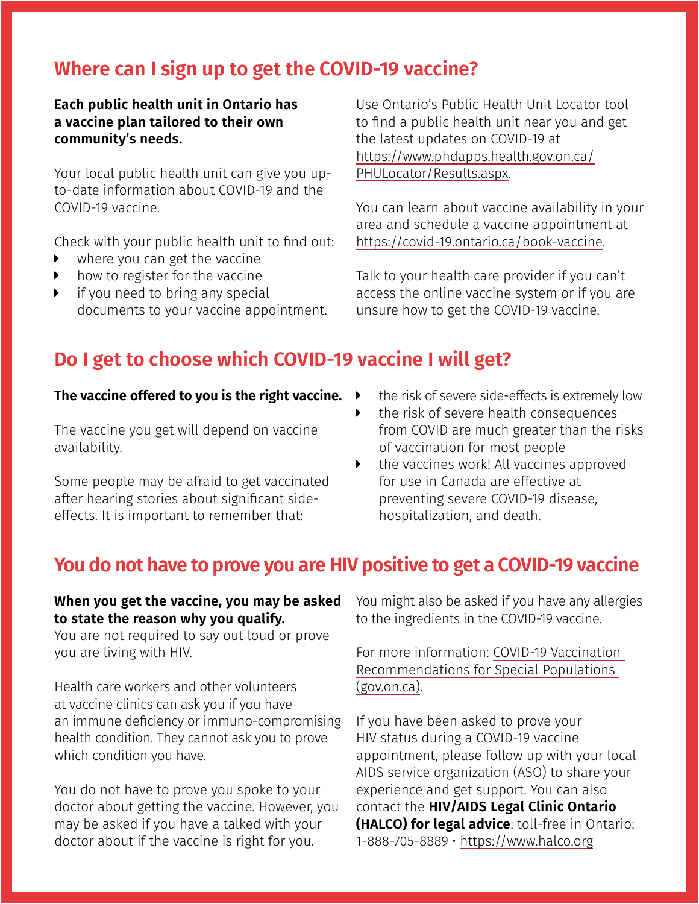## Where can I sign up to get the COVID-19 vaccine?

**Each public health unit in Ontario has a vaccine plan tailored to their own community's needs.**

Your local public health unit can give you up-to-date information about COVID-19 and the COVID-19 vaccine.

Check with your public health unit to find out:

- where you can get the vaccine
- how to register for the vaccine
- if you need to bring any special documents to your vaccine appointment.

Use Ontario's Public Health Unit Locator tool to find a public health unit near you and get the latest updates on COVID-19 at https://www.phdapps.health.gov.on.ca/PHULocator/Results.aspx.

You can learn about vaccine availability in your area and schedule a vaccine appointment at https://covid-19.ontario.ca/book-vaccine.

Talk to your health care provider if you can't access the online vaccine system or if you are unsure how to get the COVID-19 vaccine.

## Do I get to choose which COVID-19 vaccine I will get?

**The vaccine offered to you is the right vaccine.**

The vaccine you get will depend on vaccine availability.

Some people may be afraid to get vaccinated after hearing stories about significant side-effects. It is important to remember that:

- the risk of severe side-effects is extremely low
- the risk of severe health consequences from COVID are much greater than the risks of vaccination for most people
- the vaccines work! All vaccines approved for use in Canada are effective at preventing severe COVID-19 disease, hospitalization, and death.

## You do not have to prove you are HIV positive to get a COVID-19 vaccine

**When you get the vaccine, you may be asked to state the reason why you qualify.**
You are not required to say out loud or prove you are living with HIV.

Health care workers and other volunteers at vaccine clinics can ask you if you have an immune deficiency or immuno-compromising health condition. They cannot ask you to prove which condition you have.

You do not have to prove you spoke to your doctor about getting the vaccine. However, you may be asked if you have a talked with your doctor about if the vaccine is right for you.

You might also be asked if you have any allergies to the ingredients in the COVID-19 vaccine.

For more information: COVID-19 Vaccination Recommendations for Special Populations (gov.on.ca).

If you have been asked to prove your HIV status during a COVID-19 vaccine appointment, please follow up with your local AIDS service organization (ASO) to share your experience and get support. You can also contact the **HIV/AIDS Legal Clinic Ontario (HALCO) for legal advice**: toll-free in Ontario: 1-888-705-8889 • https://www.halco.org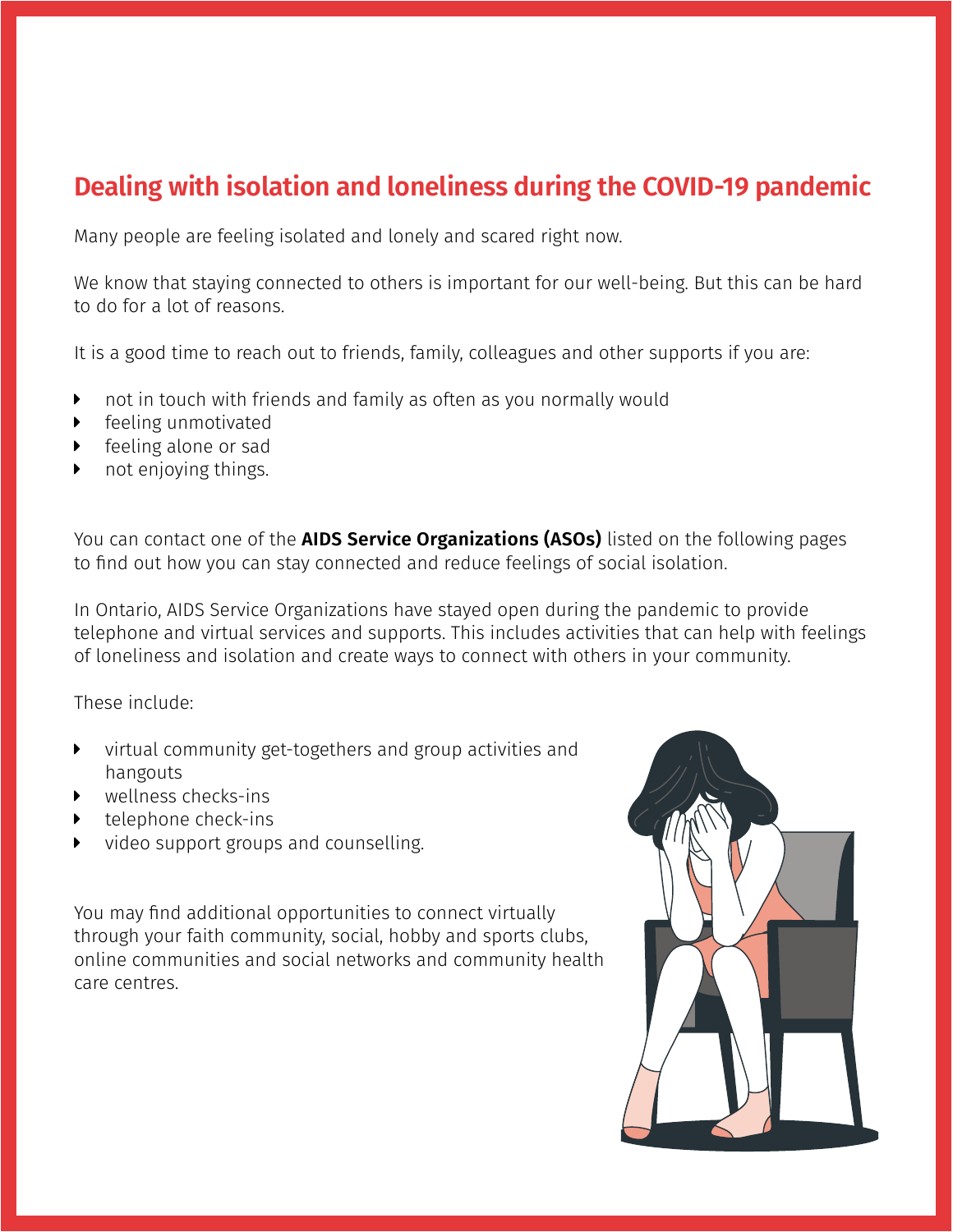## Dealing with isolation and loneliness during the COVID-19 pandemic

Many people are feeling isolated and lonely and scared right now.

We know that staying connected to others is important for our well-being. But this can be hard to do for a lot of reasons.

It is a good time to reach out to friends, family, colleagues and other supports if you are:

- not in touch with friends and family as often as you normally would
- feeling unmotivated
- feeling alone or sad
- not enjoying things.

You can contact one of the **AIDS Service Organizations (ASOs)** listed on the following pages to find out how you can stay connected and reduce feelings of social isolation.

In Ontario, AIDS Service Organizations have stayed open during the pandemic to provide telephone and virtual services and supports. This includes activities that can help with feelings of loneliness and isolation and create ways to connect with others in your community.

These include:

- virtual community get-togethers and group activities and hangouts
- wellness checks-ins
- telephone check-ins
- video support groups and counselling.

You may find additional opportunities to connect virtually through your faith community, social, hobby and sports clubs, online communities and social networks and community health care centres.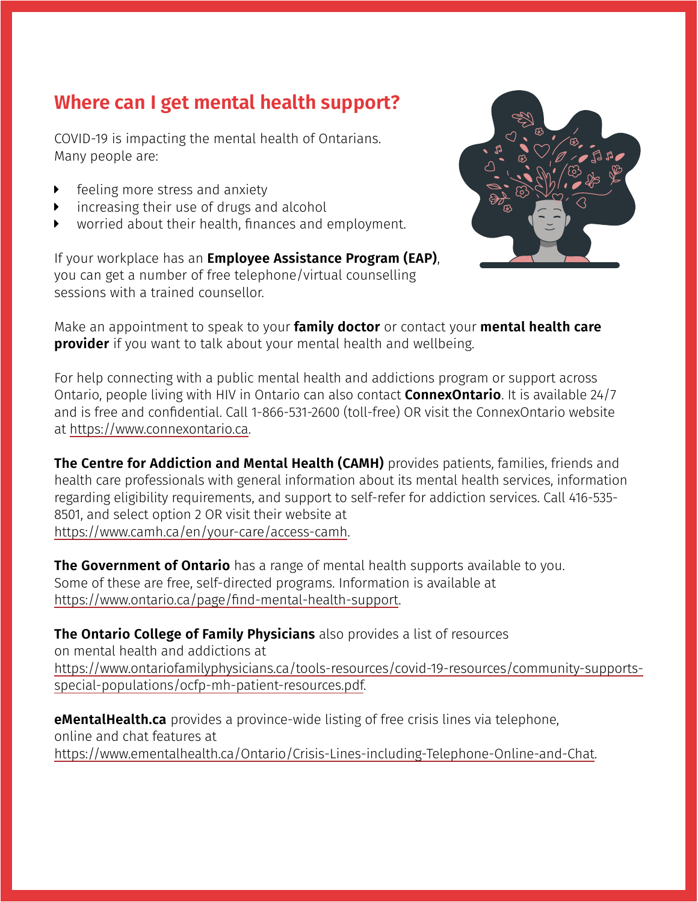## Where can I get mental health support?

COVID-19 is impacting the mental health of Ontarians. Many people are:

- feeling more stress and anxiety
- increasing their use of drugs and alcohol
- worried about their health, finances and employment.

If your workplace has an **Employee Assistance Program (EAP)**, you can get a number of free telephone/virtual counselling sessions with a trained counsellor.

Make an appointment to speak to your **family doctor** or contact your **mental health care provider** if you want to talk about your mental health and wellbeing.

For help connecting with a public mental health and addictions program or support across Ontario, people living with HIV in Ontario can also contact **ConnexOntario**. It is available 24/7 and is free and confidential. Call 1-866-531-2600 (toll-free) OR visit the ConnexOntario website at https://www.connexontario.ca.

**The Centre for Addiction and Mental Health (CAMH)** provides patients, families, friends and health care professionals with general information about its mental health services, information regarding eligibility requirements, and support to self-refer for addiction services. Call 416-535-8501, and select option 2 OR visit their website at https://www.camh.ca/en/your-care/access-camh.

**The Government of Ontario** has a range of mental health supports available to you. Some of these are free, self-directed programs. Information is available at https://www.ontario.ca/page/find-mental-health-support.

**The Ontario College of Family Physicians** also provides a list of resources on mental health and addictions at https://www.ontariofamilyphysicians.ca/tools-resources/covid-19-resources/community-supports-special-populations/ocfp-mh-patient-resources.pdf.

**eMentalHealth.ca** provides a province-wide listing of free crisis lines via telephone, online and chat features at https://www.ementalhealth.ca/Ontario/Crisis-Lines-including-Telephone-Online-and-Chat.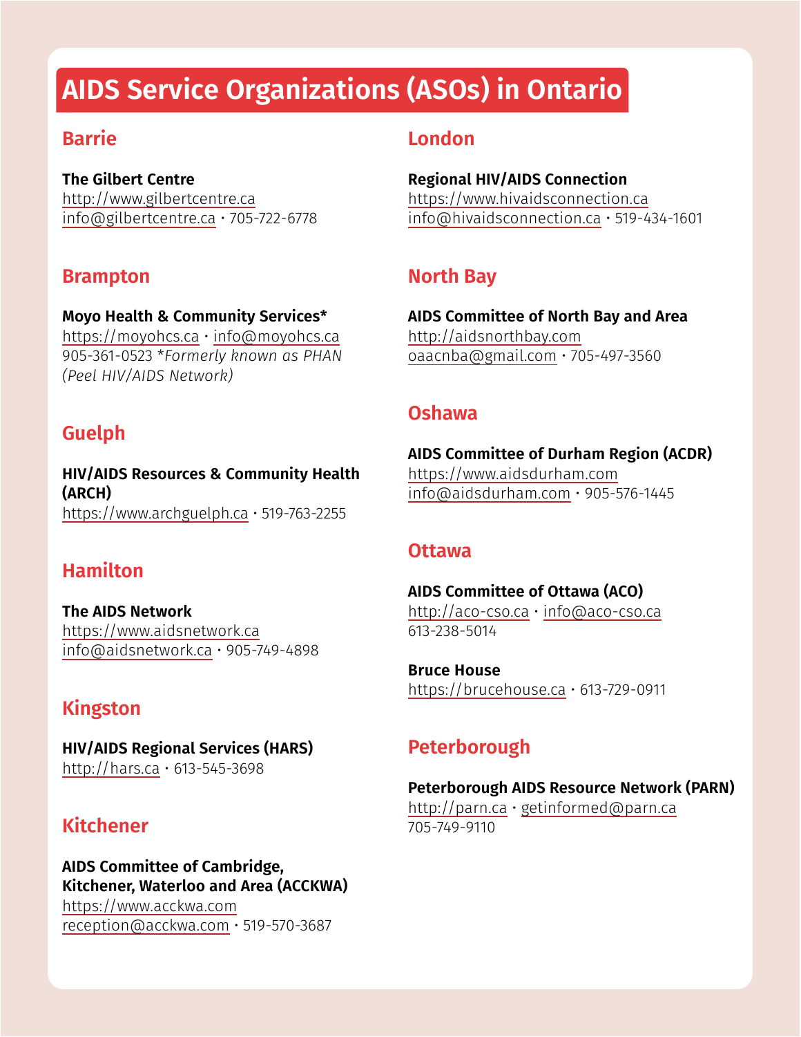# AIDS Service Organizations (ASOs) in Ontario

## Barrie

**The Gilbert Centre**
http://www.gilbertcentre.ca
info@gilbertcentre.ca • 705-722-6778

## Brampton

**Moyo Health & Community Services***
https://moyohcs.ca • info@moyohcs.ca
905-361-0523 **Formerly known as PHAN (Peel HIV/AIDS Network)*

## Guelph

**HIV/AIDS Resources & Community Health (ARCH)**
https://www.archguelph.ca • 519-763-2255

## Hamilton

**The AIDS Network**
https://www.aidsnetwork.ca
info@aidsnetwork.ca • 905-749-4898

## Kingston

**HIV/AIDS Regional Services (HARS)**
http://hars.ca • 613-545-3698

## Kitchener

**AIDS Committee of Cambridge, Kitchener, Waterloo and Area (ACCKWA)**
https://www.acckwa.com
reception@acckwa.com • 519-570-3687

## London

**Regional HIV/AIDS Connection**
https://www.hivaidsconnection.ca
info@hivaidsconnection.ca • 519-434-1601

## North Bay

**AIDS Committee of North Bay and Area**
http://aidsnorthbay.com
oaacnba@gmail.com • 705-497-3560

## Oshawa

**AIDS Committee of Durham Region (ACDR)**
https://www.aidsdurham.com
info@aidsdurham.com • 905-576-1445

## Ottawa

**AIDS Committee of Ottawa (ACO)**
http://aco-cso.ca • info@aco-cso.ca
613-238-5014

**Bruce House**
https://brucehouse.ca • 613-729-0911

## Peterborough

**Peterborough AIDS Resource Network (PARN)**
http://parn.ca • getinformed@parn.ca
705-749-9110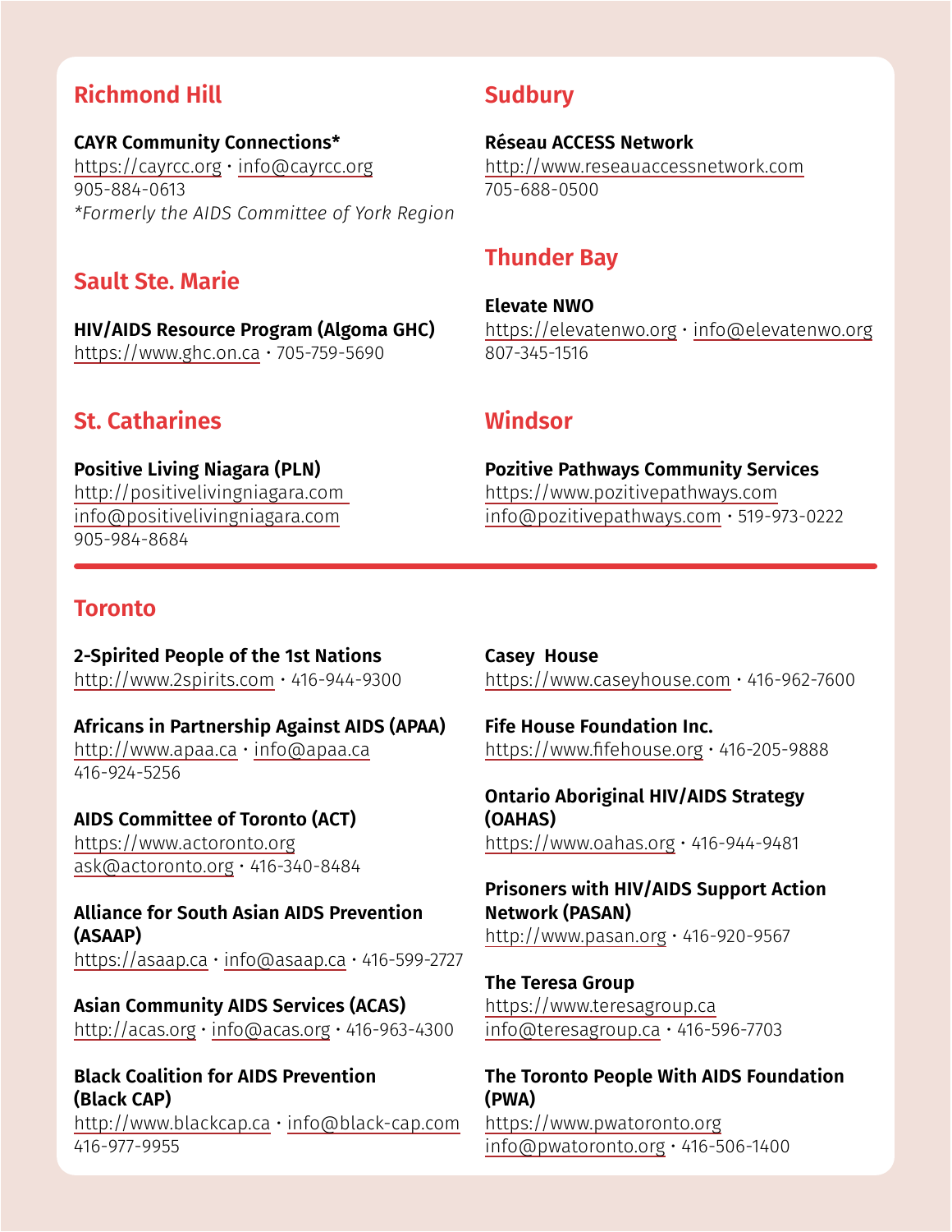## Richmond Hill

**CAYR Community Connections***
https://cayrcc.org • info@cayrcc.org
905-884-0613
*\*Formerly the AIDS Committee of York Region*

## Sault Ste. Marie

**HIV/AIDS Resource Program (Algoma GHC)**
https://www.ghc.on.ca • 705-759-5690

## St. Catharines

**Positive Living Niagara (PLN)**
http://positivelivingniagara.com
info@positivelivingniagara.com
905-984-8684

## Sudbury

**Réseau ACCESS Network**
http://www.reseauaccessnetwork.com
705-688-0500

## Thunder Bay

**Elevate NWO**
https://elevatenwo.org • info@elevatenwo.org
807-345-1516

## Windsor

**Pozitive Pathways Community Services**
https://www.pozitivepathways.com
info@pozitivepathways.com • 519-973-0222

---

## Toronto

**2-Spirited People of the 1st Nations**
http://www.2spirits.com • 416-944-9300

**Africans in Partnership Against AIDS (APAA)**
http://www.apaa.ca • info@apaa.ca
416-924-5256

**AIDS Committee of Toronto (ACT)**
https://www.actoronto.org
ask@actoronto.org • 416-340-8484

**Alliance for South Asian AIDS Prevention (ASAAP)**
https://asaap.ca • info@asaap.ca • 416-599-2727

**Asian Community AIDS Services (ACAS)**
http://acas.org • info@acas.org • 416-963-4300

**Black Coalition for AIDS Prevention (Black CAP)**
http://www.blackcap.ca • info@black-cap.com
416-977-9955

**Casey House**
https://www.caseyhouse.com • 416-962-7600

**Fife House Foundation Inc.**
https://www.fifehouse.org • 416-205-9888

**Ontario Aboriginal HIV/AIDS Strategy (OAHAS)**
https://www.oahas.org • 416-944-9481

**Prisoners with HIV/AIDS Support Action Network (PASAN)**
http://www.pasan.org • 416-920-9567

**The Teresa Group**
https://www.teresagroup.ca
info@teresagroup.ca • 416-596-7703

**The Toronto People With AIDS Foundation (PWA)**
https://www.pwatoronto.org
info@pwatoronto.org • 416-506-1400